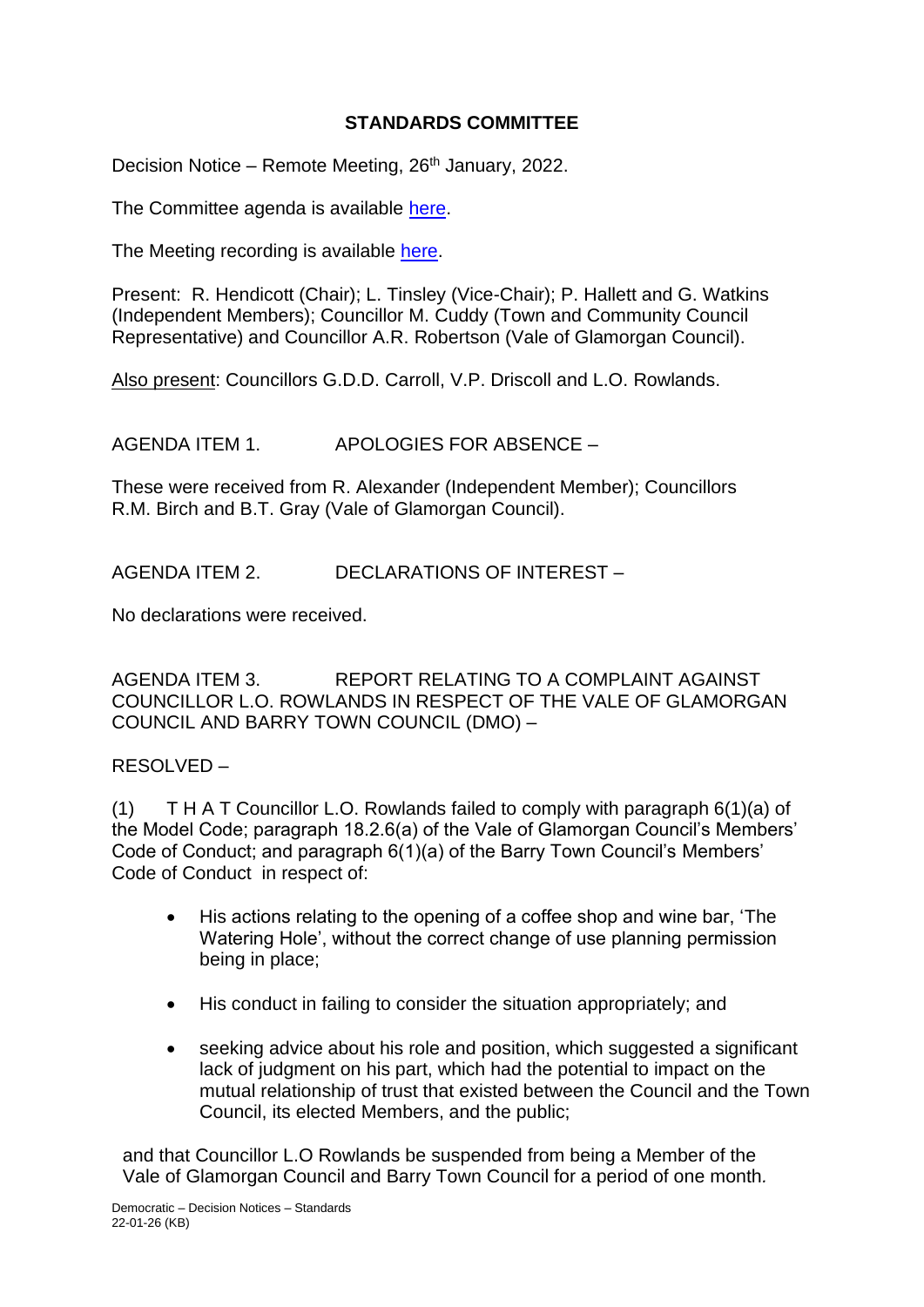# STANDARDS COMMITTEE

Decision Notice – Remote Meeting, 26th January, 2022.

The Committee agenda is available here.

The Meeting recording is available here.

Present: R. Hendicott (Chair); L. Tinsley (Vice-Chair); P. Hallett and G. Watkins (Independent Members); Councillor M. Cuddy (Town and Community Council Representative) and Councillor A.R. Robertson (Vale of Glamorgan Council).

Also present: Councillors G.D.D. Carroll, V.P. Driscoll and L.O. Rowlands.

AGENDA ITEM 1. APOLOGIES FOR ABSENCE –

These were received from R. Alexander (Independent Member); Councillors R.M. Birch and B.T. Gray (Vale of Glamorgan Council).

AGENDA ITEM 2. DECLARATIONS OF INTEREST –

No declarations were received.

AGENDA ITEM 3. REPORT RELATING TO A COMPLAINT AGAINST COUNCILLOR L.O. ROWLANDS IN RESPECT OF THE VALE OF GLAMORGAN COUNCIL AND BARRY TOWN COUNCIL (DMO) –

RESOLVED –

(1) T H A T Councillor L.O. Rowlands failed to comply with paragraph 6(1)(a) of the Model Code; paragraph 18.2.6(a) of the Vale of Glamorgan Council's Members' Code of Conduct; and paragraph 6(1)(a) of the Barry Town Council's Members' Code of Conduct in respect of:

- His actions relating to the opening of a coffee shop and wine bar, 'The Watering Hole', without the correct change of use planning permission being in place;
- His conduct in failing to consider the situation appropriately; and
- seeking advice about his role and position, which suggested a significant lack of judgment on his part, which had the potential to impact on the mutual relationship of trust that existed between the Council and the Town Council, its elected Members, and the public;

and that Councillor L.O Rowlands be suspended from being a Member of the Vale of Glamorgan Council and Barry Town Council for a period of one month.

Democratic – Decision Notices – Standards
22-01-26 (KB)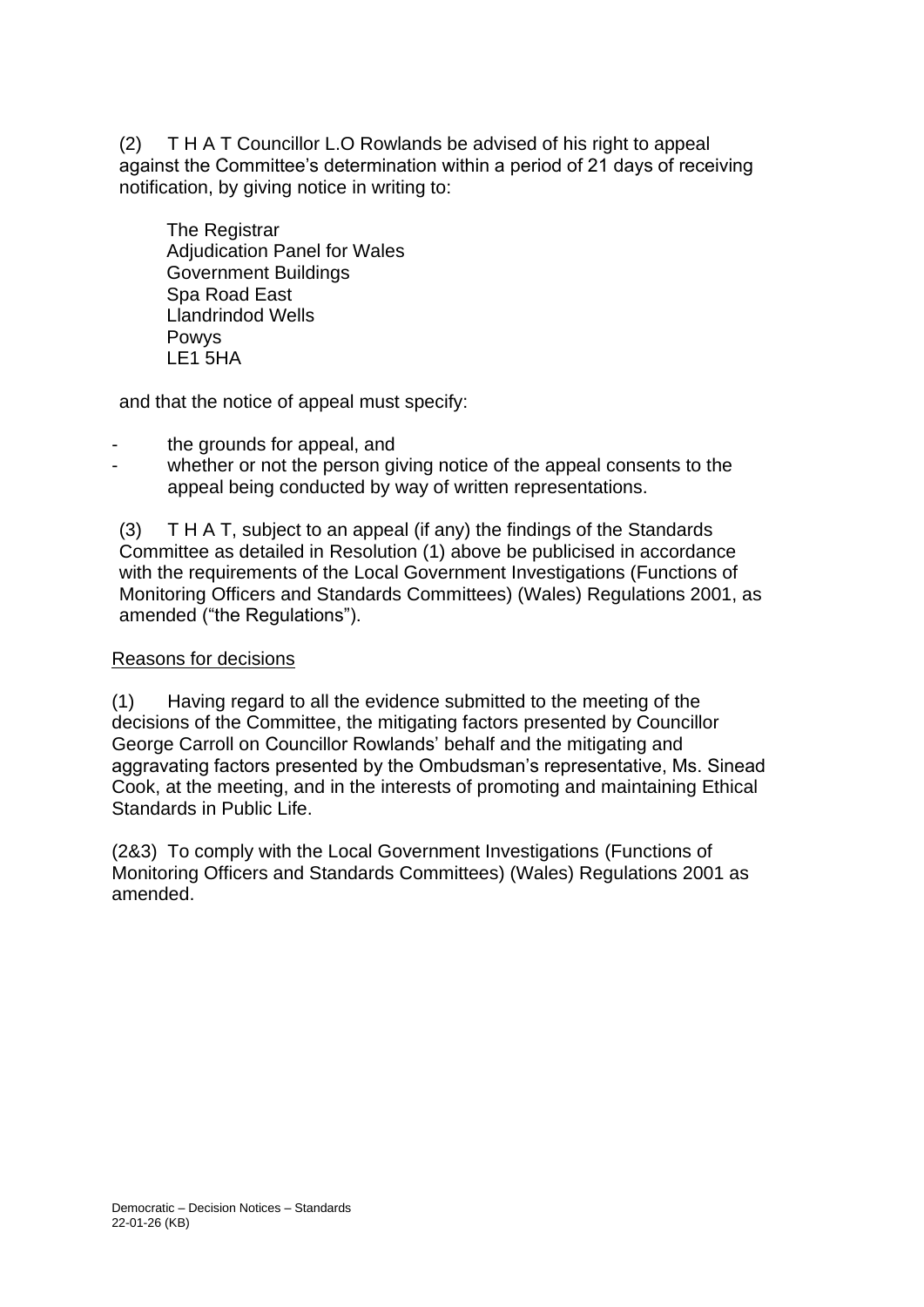(2) T H A T Councillor L.O Rowlands be advised of his right to appeal against the Committee's determination within a period of 21 days of receiving notification, by giving notice in writing to:

The Registrar
Adjudication Panel for Wales
Government Buildings
Spa Road East
Llandrindod Wells
Powys
LE1 5HA

and that the notice of appeal must specify:

- the grounds for appeal, and
- whether or not the person giving notice of the appeal consents to the appeal being conducted by way of written representations.

(3) T H A T, subject to an appeal (if any) the findings of the Standards Committee as detailed in Resolution (1) above be publicised in accordance with the requirements of the Local Government Investigations (Functions of Monitoring Officers and Standards Committees) (Wales) Regulations 2001, as amended ("the Regulations").

<u>Reasons for decisions</u>

(1) Having regard to all the evidence submitted to the meeting of the decisions of the Committee, the mitigating factors presented by Councillor George Carroll on Councillor Rowlands' behalf and the mitigating and aggravating factors presented by the Ombudsman's representative, Ms. Sinead Cook, at the meeting, and in the interests of promoting and maintaining Ethical Standards in Public Life.

(2&3) To comply with the Local Government Investigations (Functions of Monitoring Officers and Standards Committees) (Wales) Regulations 2001 as amended.

Democratic – Decision Notices – Standards
22-01-26 (KB)